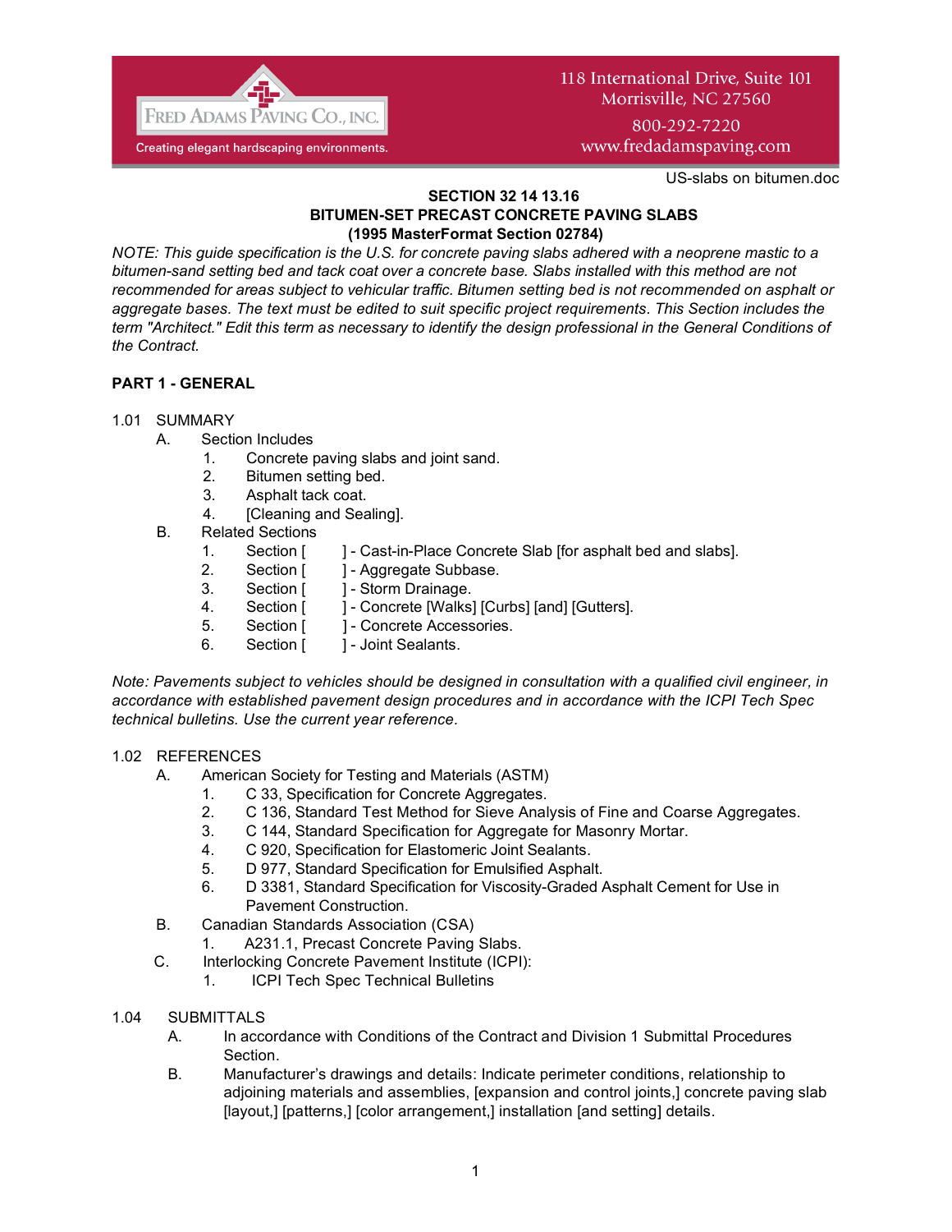FRED ADAMS PAVING CO., INC.
Creating elegant hardscaping environments.

118 International Drive, Suite 101
Morrisville, NC 27560
800-292-7220
www.fredadamspaving.com

US-slabs on bitumen.doc

# SECTION 32 14 13.16
# BITUMEN-SET PRECAST CONCRETE PAVING SLABS
## (1995 MasterFormat Section 02784)

*NOTE: This guide specification is the U.S. for concrete paving slabs adhered with a neoprene mastic to a bitumen-sand setting bed and tack coat over a concrete base. Slabs installed with this method are not recommended for areas subject to vehicular traffic. Bitumen setting bed is not recommended on asphalt or aggregate bases. The text must be edited to suit specific project requirements. This Section includes the term "Architect." Edit this term as necessary to identify the design professional in the General Conditions of the Contract.*

## PART 1 - GENERAL

1.01 SUMMARY

- A. Section Includes
  1. Concrete paving slabs and joint sand.
  2. Bitumen setting bed.
  3. Asphalt tack coat.
  4. [Cleaning and Sealing].
- B. Related Sections
  1. Section [ ] - Cast-in-Place Concrete Slab [for asphalt bed and slabs].
  2. Section [ ] - Aggregate Subbase.
  3. Section [ ] - Storm Drainage.
  4. Section [ ] - Concrete [Walks] [Curbs] [and] [Gutters].
  5. Section [ ] - Concrete Accessories.
  6. Section [ ] - Joint Sealants.

*Note: Pavements subject to vehicles should be designed in consultation with a qualified civil engineer, in accordance with established pavement design procedures and in accordance with the ICPI Tech Spec technical bulletins. Use the current year reference.*

1.02 REFERENCES

- A. American Society for Testing and Materials (ASTM)
  1. C 33, Specification for Concrete Aggregates.
  2. C 136, Standard Test Method for Sieve Analysis of Fine and Coarse Aggregates.
  3. C 144, Standard Specification for Aggregate for Masonry Mortar.
  4. C 920, Specification for Elastomeric Joint Sealants.
  5. D 977, Standard Specification for Emulsified Asphalt.
  6. D 3381, Standard Specification for Viscosity-Graded Asphalt Cement for Use in Pavement Construction.
- B. Canadian Standards Association (CSA)
  1. A231.1, Precast Concrete Paving Slabs.
- C. Interlocking Concrete Pavement Institute (ICPI):
  1. ICPI Tech Spec Technical Bulletins

1.04 SUBMITTALS

- A. In accordance with Conditions of the Contract and Division 1 Submittal Procedures Section.
- B. Manufacturer's drawings and details: Indicate perimeter conditions, relationship to adjoining materials and assemblies, [expansion and control joints,] concrete paving slab [layout,] [patterns,] [color arrangement,] installation [and setting] details.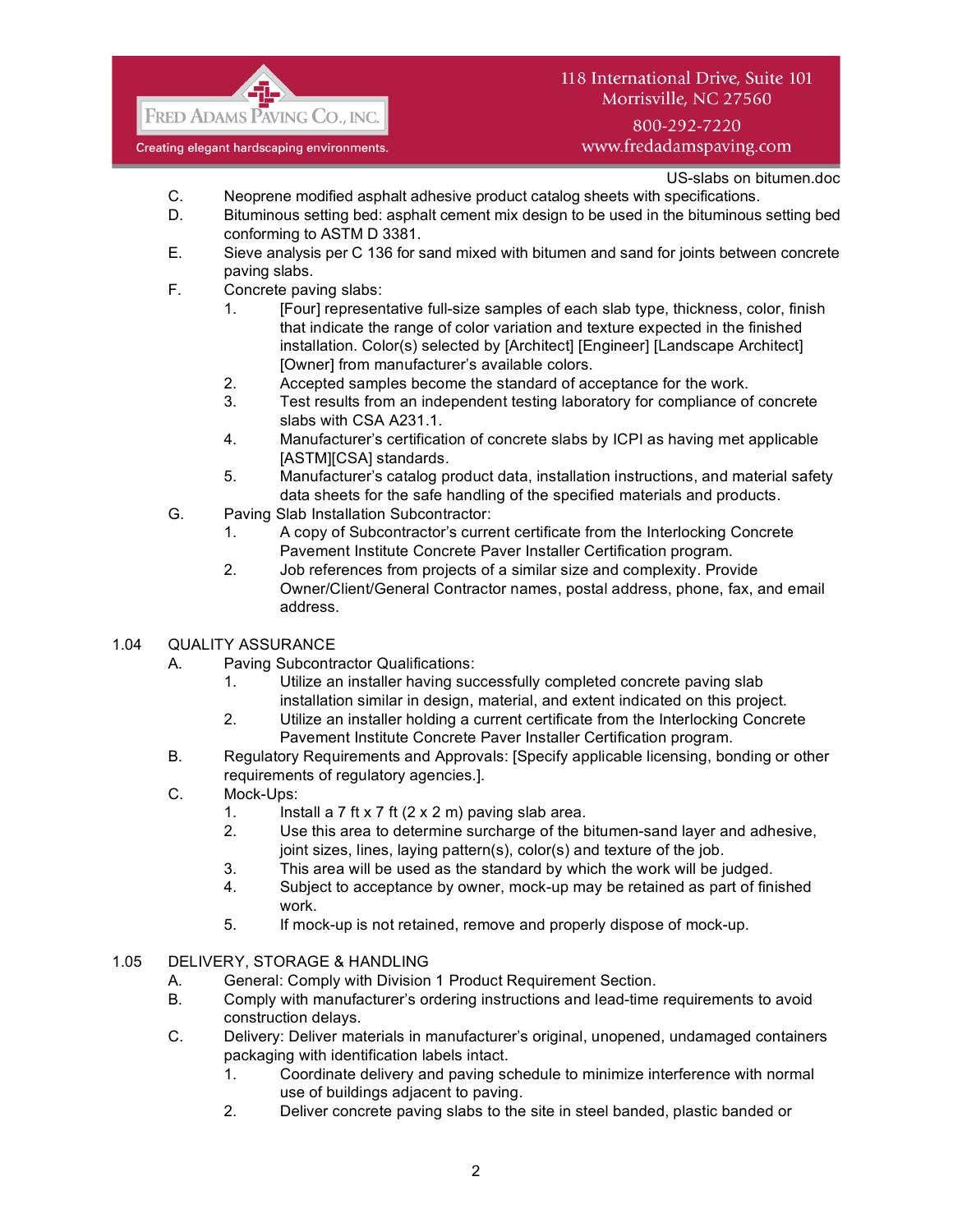C. Neoprene modified asphalt adhesive product catalog sheets with specifications.

D. Bituminous setting bed: asphalt cement mix design to be used in the bituminous setting bed conforming to ASTM D 3381.

E. Sieve analysis per C 136 for sand mixed with bitumen and sand for joints between concrete paving slabs.

F. Concrete paving slabs:

1. [Four] representative full-size samples of each slab type, thickness, color, finish that indicate the range of color variation and texture expected in the finished installation. Color(s) selected by [Architect] [Engineer] [Landscape Architect] [Owner] from manufacturer's available colors.
2. Accepted samples become the standard of acceptance for the work.
3. Test results from an independent testing laboratory for compliance of concrete slabs with CSA A231.1.
4. Manufacturer's certification of concrete slabs by ICPI as having met applicable [ASTM][CSA] standards.
5. Manufacturer's catalog product data, installation instructions, and material safety data sheets for the safe handling of the specified materials and products.

G. Paving Slab Installation Subcontractor:

1. A copy of Subcontractor's current certificate from the Interlocking Concrete Pavement Institute Concrete Paver Installer Certification program.
2. Job references from projects of a similar size and complexity. Provide Owner/Client/General Contractor names, postal address, phone, fax, and email address.

## 1.04 QUALITY ASSURANCE

A. Paving Subcontractor Qualifications:

1. Utilize an installer having successfully completed concrete paving slab installation similar in design, material, and extent indicated on this project.
2. Utilize an installer holding a current certificate from the Interlocking Concrete Pavement Institute Concrete Paver Installer Certification program.

B. Regulatory Requirements and Approvals: [Specify applicable licensing, bonding or other requirements of regulatory agencies.].

C. Mock-Ups:

1. Install a 7 ft x 7 ft (2 x 2 m) paving slab area.
2. Use this area to determine surcharge of the bitumen-sand layer and adhesive, joint sizes, lines, laying pattern(s), color(s) and texture of the job.
3. This area will be used as the standard by which the work will be judged.
4. Subject to acceptance by owner, mock-up may be retained as part of finished work.
5. If mock-up is not retained, remove and properly dispose of mock-up.

## 1.05 DELIVERY, STORAGE & HANDLING

A. General: Comply with Division 1 Product Requirement Section.

B. Comply with manufacturer's ordering instructions and lead-time requirements to avoid construction delays.

C. Delivery: Deliver materials in manufacturer's original, unopened, undamaged containers packaging with identification labels intact.

1. Coordinate delivery and paving schedule to minimize interference with normal use of buildings adjacent to paving.
2. Deliver concrete paving slabs to the site in steel banded, plastic banded or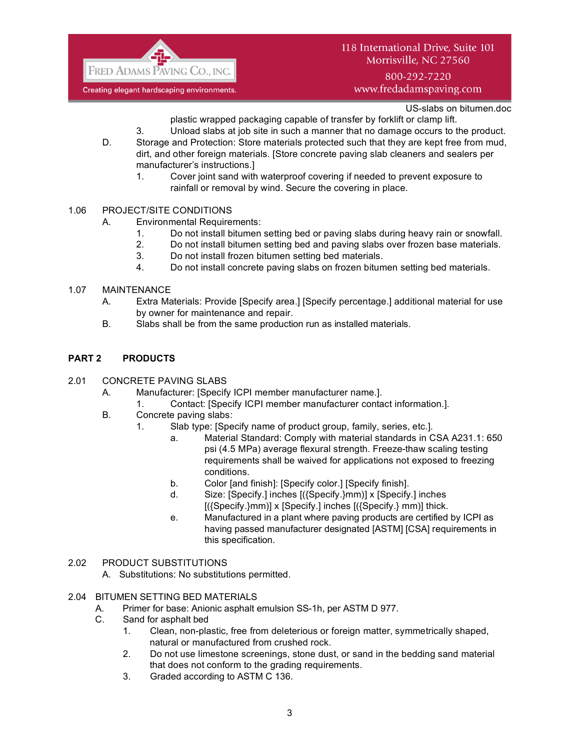plastic wrapped packaging capable of transfer by forklift or clamp lift.

3. Unload slabs at job site in such a manner that no damage occurs to the product.

D. Storage and Protection: Store materials protected such that they are kept free from mud, dirt, and other foreign materials. [Store concrete paving slab cleaners and sealers per manufacturer's instructions.]

1. Cover joint sand with waterproof covering if needed to prevent exposure to rainfall or removal by wind. Secure the covering in place.

1.06 PROJECT/SITE CONDITIONS

A. Environmental Requirements:

1. Do not install bitumen setting bed or paving slabs during heavy rain or snowfall.
2. Do not install bitumen setting bed and paving slabs over frozen base materials.
3. Do not install frozen bitumen setting bed materials.
4. Do not install concrete paving slabs on frozen bitumen setting bed materials.

1.07 MAINTENANCE

A. Extra Materials: Provide [Specify area.] [Specify percentage.] additional material for use by owner for maintenance and repair.

B. Slabs shall be from the same production run as installed materials.

## PART 2 PRODUCTS

2.01 CONCRETE PAVING SLABS

A. Manufacturer: [Specify ICPI member manufacturer name.].

1. Contact: [Specify ICPI member manufacturer contact information.].

B. Concrete paving slabs:

1. Slab type: [Specify name of product group, family, series, etc.].

a. Material Standard: Comply with material standards in CSA A231.1: 650 psi (4.5 MPa) average flexural strength. Freeze-thaw scaling testing requirements shall be waived for applications not exposed to freezing conditions.

b. Color [and finish]: [Specify color.] [Specify finish].

d. Size: [Specify.] inches [({Specify.}mm)] x [Specify.] inches [({Specify.}mm)] x [Specify.] inches [({Specify.} mm)] thick.

e. Manufactured in a plant where paving products are certified by ICPI as having passed manufacturer designated [ASTM] [CSA] requirements in this specification.

2.02 PRODUCT SUBSTITUTIONS

A. Substitutions: No substitutions permitted.

2.04 BITUMEN SETTING BED MATERIALS

A. Primer for base: Anionic asphalt emulsion SS-1h, per ASTM D 977.

C. Sand for asphalt bed

1. Clean, non-plastic, free from deleterious or foreign matter, symmetrically shaped, natural or manufactured from crushed rock.
2. Do not use limestone screenings, stone dust, or sand in the bedding sand material that does not conform to the grading requirements.
3. Graded according to ASTM C 136.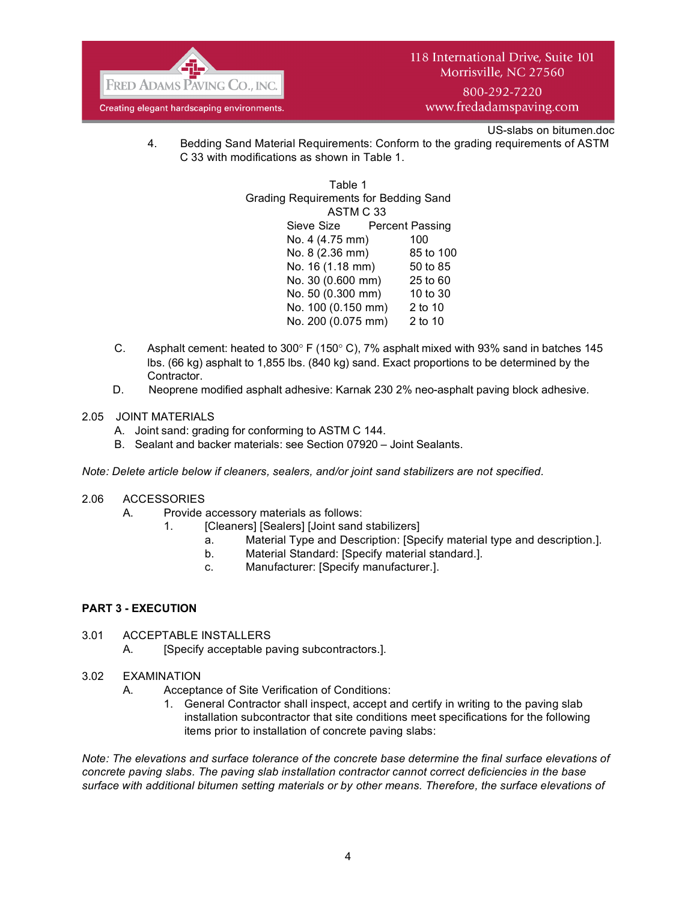4. Bedding Sand Material Requirements: Conform to the grading requirements of ASTM C 33 with modifications as shown in Table 1.

Table 1
Grading Requirements for Bedding Sand
ASTM C 33

| Sieve Size | Percent Passing |
|---|---|
| No. 4 (4.75 mm) | 100 |
| No. 8 (2.36 mm) | 85 to 100 |
| No. 16 (1.18 mm) | 50 to 85 |
| No. 30 (0.600 mm) | 25 to 60 |
| No. 50 (0.300 mm) | 10 to 30 |
| No. 100 (0.150 mm) | 2 to 10 |
| No. 200 (0.075 mm) | 2 to 10 |

C. Asphalt cement: heated to 300° F (150° C), 7% asphalt mixed with 93% sand in batches 145 lbs. (66 kg) asphalt to 1,855 lbs. (840 kg) sand. Exact proportions to be determined by the Contractor.

D. Neoprene modified asphalt adhesive: Karnak 230 2% neo-asphalt paving block adhesive.

2.05 JOINT MATERIALS

A. Joint sand: grading for conforming to ASTM C 144.
B. Sealant and backer materials: see Section 07920 – Joint Sealants.

*Note: Delete article below if cleaners, sealers, and/or joint sand stabilizers are not specified.*

2.06 ACCESSORIES

A. Provide accessory materials as follows:
   1. [Cleaners] [Sealers] [Joint sand stabilizers]
      a. Material Type and Description: [Specify material type and description.].
      b. Material Standard: [Specify material standard.].
      c. Manufacturer: [Specify manufacturer.].

## PART 3 - EXECUTION

3.01 ACCEPTABLE INSTALLERS

A. [Specify acceptable paving subcontractors.].

3.02 EXAMINATION

A. Acceptance of Site Verification of Conditions:
   1. General Contractor shall inspect, accept and certify in writing to the paving slab installation subcontractor that site conditions meet specifications for the following items prior to installation of concrete paving slabs:

*Note: The elevations and surface tolerance of the concrete base determine the final surface elevations of concrete paving slabs. The paving slab installation contractor cannot correct deficiencies in the base surface with additional bitumen setting materials or by other means. Therefore, the surface elevations of*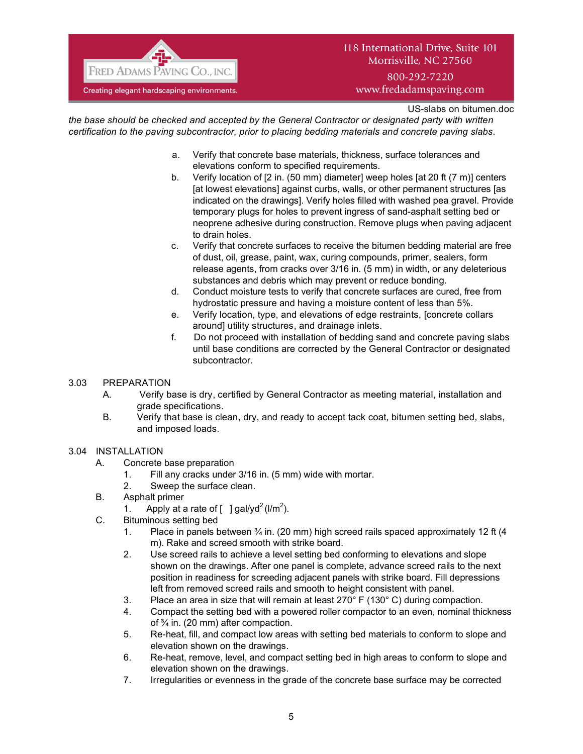*the base should be checked and accepted by the General Contractor or designated party with written certification to the paving subcontractor, prior to placing bedding materials and concrete paving slabs.*

a. Verify that concrete base materials, thickness, surface tolerances and elevations conform to specified requirements.
b. Verify location of [2 in. (50 mm) diameter] weep holes [at 20 ft (7 m)] centers [at lowest elevations] against curbs, walls, or other permanent structures [as indicated on the drawings]. Verify holes filled with washed pea gravel. Provide temporary plugs for holes to prevent ingress of sand-asphalt setting bed or neoprene adhesive during construction. Remove plugs when paving adjacent to drain holes.
c. Verify that concrete surfaces to receive the bitumen bedding material are free of dust, oil, grease, paint, wax, curing compounds, primer, sealers, form release agents, from cracks over 3/16 in. (5 mm) in width, or any deleterious substances and debris which may prevent or reduce bonding.
d. Conduct moisture tests to verify that concrete surfaces are cured, free from hydrostatic pressure and having a moisture content of less than 5%.
e. Verify location, type, and elevations of edge restraints, [concrete collars around] utility structures, and drainage inlets.
f. Do not proceed with installation of bedding sand and concrete paving slabs until base conditions are corrected by the General Contractor or designated subcontractor.

3.03 PREPARATION

A. Verify base is dry, certified by General Contractor as meeting material, installation and grade specifications.
B. Verify that base is clean, dry, and ready to accept tack coat, bitumen setting bed, slabs, and imposed loads.

3.04 INSTALLATION

A. Concrete base preparation
   1. Fill any cracks under 3/16 in. (5 mm) wide with mortar.
   2. Sweep the surface clean.
B. Asphalt primer
   1. Apply at a rate of [ ] gal/yd$^2$ (l/m$^2$).
C. Bituminous setting bed
   1. Place in panels between ¾ in. (20 mm) high screed rails spaced approximately 12 ft (4 m). Rake and screed smooth with strike board.
   2. Use screed rails to achieve a level setting bed conforming to elevations and slope shown on the drawings. After one panel is complete, advance screed rails to the next position in readiness for screeding adjacent panels with strike board. Fill depressions left from removed screed rails and smooth to height consistent with panel.
   3. Place an area in size that will remain at least 270° F (130° C) during compaction.
   4. Compact the setting bed with a powered roller compactor to an even, nominal thickness of ¾ in. (20 mm) after compaction.
   5. Re-heat, fill, and compact low areas with setting bed materials to conform to slope and elevation shown on the drawings.
   6. Re-heat, remove, level, and compact setting bed in high areas to conform to slope and elevation shown on the drawings.
   7. Irregularities or evenness in the grade of the concrete base surface may be corrected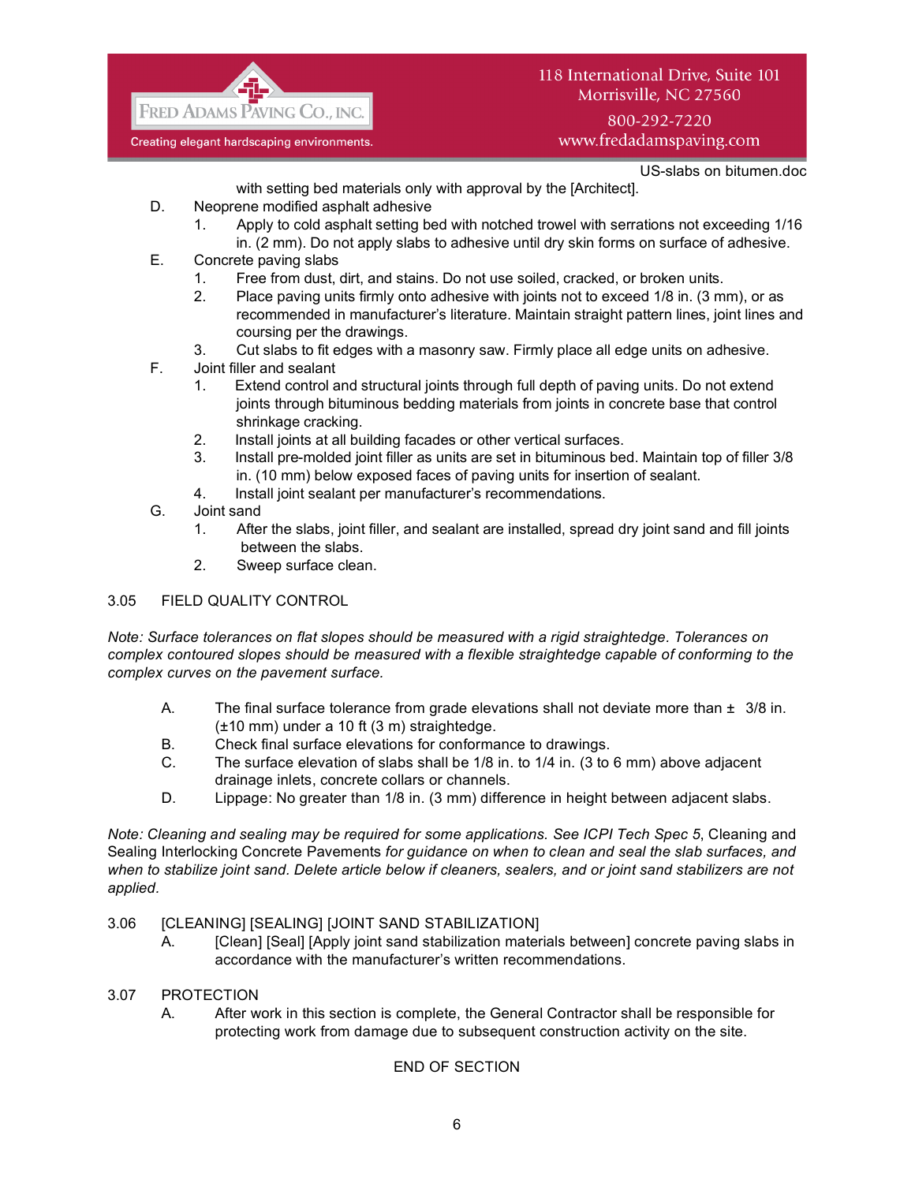with setting bed materials only with approval by the [Architect].

D. Neoprene modified asphalt adhesive
   1. Apply to cold asphalt setting bed with notched trowel with serrations not exceeding 1/16 in. (2 mm). Do not apply slabs to adhesive until dry skin forms on surface of adhesive.

E. Concrete paving slabs
   1. Free from dust, dirt, and stains. Do not use soiled, cracked, or broken units.
   2. Place paving units firmly onto adhesive with joints not to exceed 1/8 in. (3 mm), or as recommended in manufacturer's literature. Maintain straight pattern lines, joint lines and coursing per the drawings.
   3. Cut slabs to fit edges with a masonry saw. Firmly place all edge units on adhesive.

F. Joint filler and sealant
   1. Extend control and structural joints through full depth of paving units. Do not extend joints through bituminous bedding materials from joints in concrete base that control shrinkage cracking.
   2. Install joints at all building facades or other vertical surfaces.
   3. Install pre-molded joint filler as units are set in bituminous bed. Maintain top of filler 3/8 in. (10 mm) below exposed faces of paving units for insertion of sealant.
   4. Install joint sealant per manufacturer's recommendations.

G. Joint sand
   1. After the slabs, joint filler, and sealant are installed, spread dry joint sand and fill joints between the slabs.
   2. Sweep surface clean.

## 3.05 FIELD QUALITY CONTROL

*Note: Surface tolerances on flat slopes should be measured with a rigid straightedge. Tolerances on complex contoured slopes should be measured with a flexible straightedge capable of conforming to the complex curves on the pavement surface.*

A. The final surface tolerance from grade elevations shall not deviate more than ± 3/8 in. (±10 mm) under a 10 ft (3 m) straightedge.

B. Check final surface elevations for conformance to drawings.

C. The surface elevation of slabs shall be 1/8 in. to 1/4 in. (3 to 6 mm) above adjacent drainage inlets, concrete collars or channels.

D. Lippage: No greater than 1/8 in. (3 mm) difference in height between adjacent slabs.

*Note: Cleaning and sealing may be required for some applications. See ICPI Tech Spec 5,* Cleaning and Sealing Interlocking Concrete Pavements *for guidance on when to clean and seal the slab surfaces, and when to stabilize joint sand. Delete article below if cleaners, sealers, and or joint sand stabilizers are not applied.*

## 3.06 [CLEANING] [SEALING] [JOINT SAND STABILIZATION]

A. [Clean] [Seal] [Apply joint sand stabilization materials between] concrete paving slabs in accordance with the manufacturer's written recommendations.

## 3.07 PROTECTION

A. After work in this section is complete, the General Contractor shall be responsible for protecting work from damage due to subsequent construction activity on the site.

END OF SECTION